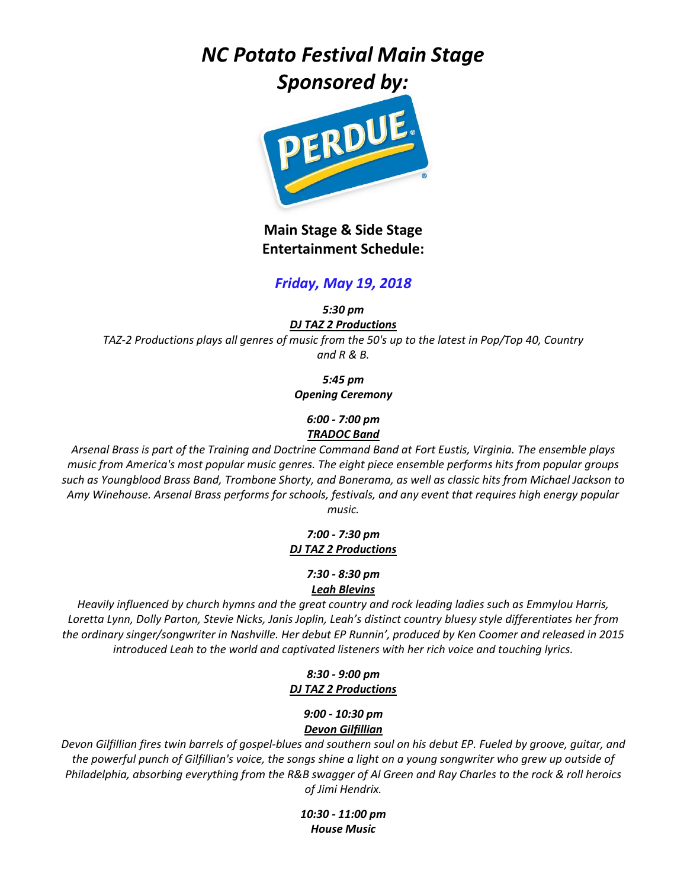# *NC Potato Festival Main Stage*
# *Sponsored by:*

PERDUE

## Main Stage & Side Stage Entertainment Schedule:

### *Friday, May 19, 2018*

***5:30 pm***
***DJ TAZ 2 Productions***

*TAZ-2 Productions plays all genres of music from the 50's up to the latest in Pop/Top 40, Country and R & B.*

***5:45 pm***
***Opening Ceremony***

***6:00 - 7:00 pm***
***TRADOC Band***

*Arsenal Brass is part of the Training and Doctrine Command Band at Fort Eustis, Virginia. The ensemble plays music from America's most popular music genres. The eight piece ensemble performs hits from popular groups such as Youngblood Brass Band, Trombone Shorty, and Bonerama, as well as classic hits from Michael Jackson to Amy Winehouse. Arsenal Brass performs for schools, festivals, and any event that requires high energy popular music.*

***7:00 - 7:30 pm***
***DJ TAZ 2 Productions***

***7:30 - 8:30 pm***
***Leah Blevins***

*Heavily influenced by church hymns and the great country and rock leading ladies such as Emmylou Harris, Loretta Lynn, Dolly Parton, Stevie Nicks, Janis Joplin, Leah's distinct country bluesy style differentiates her from the ordinary singer/songwriter in Nashville. Her debut EP Runnin', produced by Ken Coomer and released in 2015 introduced Leah to the world and captivated listeners with her rich voice and touching lyrics.*

***8:30 - 9:00 pm***
***DJ TAZ 2 Productions***

***9:00 - 10:30 pm***
***Devon Gilfillian***

*Devon Gilfillian fires twin barrels of gospel-blues and southern soul on his debut EP. Fueled by groove, guitar, and the powerful punch of Gilfillian's voice, the songs shine a light on a young songwriter who grew up outside of Philadelphia, absorbing everything from the R&B swagger of Al Green and Ray Charles to the rock & roll heroics of Jimi Hendrix.*

***10:30 - 11:00 pm***
***House Music***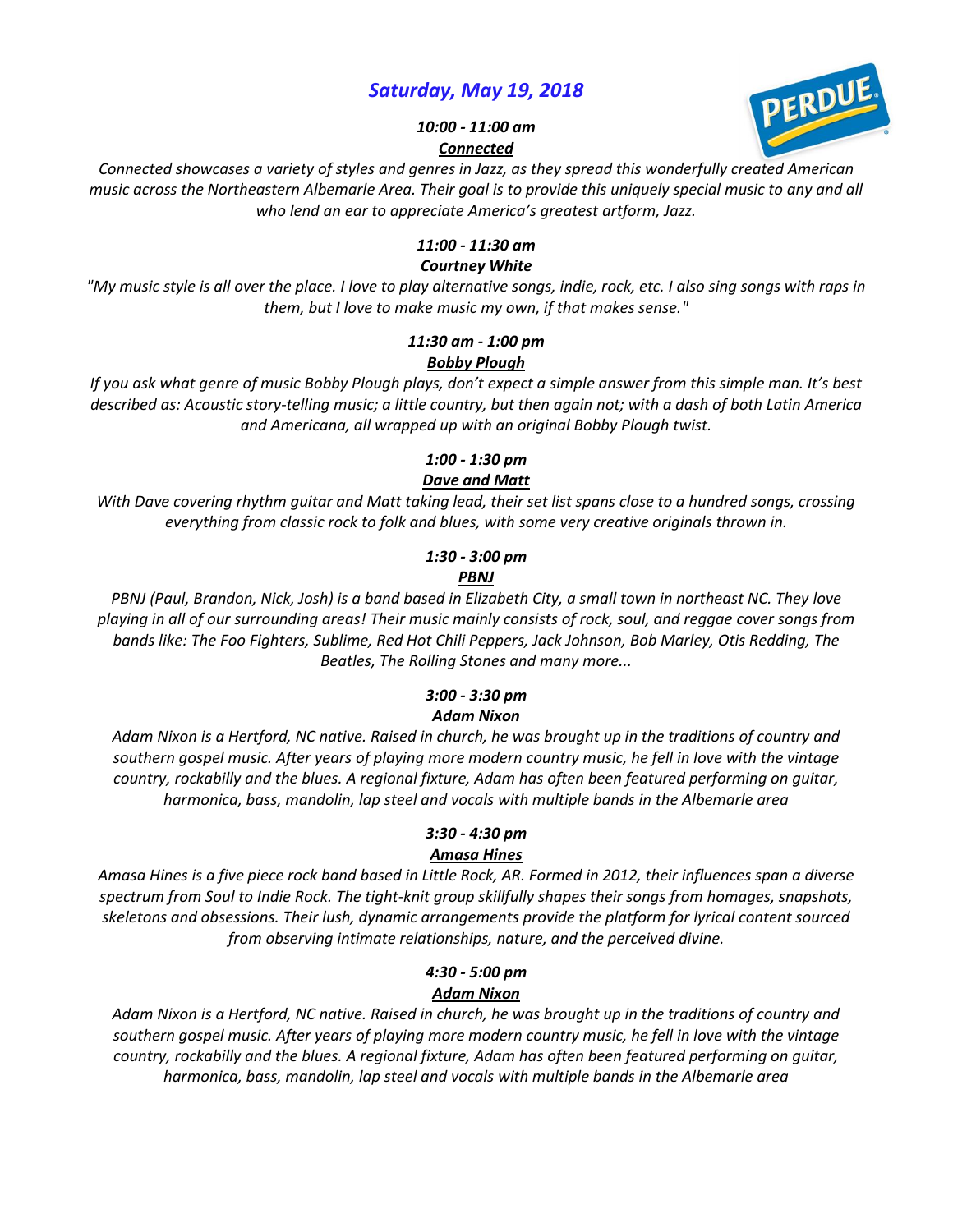## *Saturday, May 19, 2018*

***10:00 - 11:00 am***

***Connected***

*Connected showcases a variety of styles and genres in Jazz, as they spread this wonderfully created American music across the Northeastern Albemarle Area. Their goal is to provide this uniquely special music to any and all who lend an ear to appreciate America's greatest artform, Jazz.*

***11:00 - 11:30 am***

***Courtney White***

*"My music style is all over the place. I love to play alternative songs, indie, rock, etc. I also sing songs with raps in them, but I love to make music my own, if that makes sense."*

***11:30 am - 1:00 pm***

***Bobby Plough***

*If you ask what genre of music Bobby Plough plays, don't expect a simple answer from this simple man. It's best described as: Acoustic story-telling music; a little country, but then again not; with a dash of both Latin America and Americana, all wrapped up with an original Bobby Plough twist.*

***1:00 - 1:30 pm***

***Dave and Matt***

*With Dave covering rhythm guitar and Matt taking lead, their set list spans close to a hundred songs, crossing everything from classic rock to folk and blues, with some very creative originals thrown in.*

***1:30 - 3:00 pm***

***PBNJ***

*PBNJ (Paul, Brandon, Nick, Josh) is a band based in Elizabeth City, a small town in northeast NC. They love playing in all of our surrounding areas! Their music mainly consists of rock, soul, and reggae cover songs from bands like: The Foo Fighters, Sublime, Red Hot Chili Peppers, Jack Johnson, Bob Marley, Otis Redding, The Beatles, The Rolling Stones and many more...*

***3:00 - 3:30 pm***

***Adam Nixon***

*Adam Nixon is a Hertford, NC native. Raised in church, he was brought up in the traditions of country and southern gospel music. After years of playing more modern country music, he fell in love with the vintage country, rockabilly and the blues. A regional fixture, Adam has often been featured performing on guitar, harmonica, bass, mandolin, lap steel and vocals with multiple bands in the Albemarle area*

***3:30 - 4:30 pm***

***Amasa Hines***

*Amasa Hines is a five piece rock band based in Little Rock, AR. Formed in 2012, their influences span a diverse spectrum from Soul to Indie Rock. The tight-knit group skillfully shapes their songs from homages, snapshots, skeletons and obsessions. Their lush, dynamic arrangements provide the platform for lyrical content sourced from observing intimate relationships, nature, and the perceived divine.*

***4:30 - 5:00 pm***

***Adam Nixon***

*Adam Nixon is a Hertford, NC native. Raised in church, he was brought up in the traditions of country and southern gospel music. After years of playing more modern country music, he fell in love with the vintage country, rockabilly and the blues. A regional fixture, Adam has often been featured performing on guitar, harmonica, bass, mandolin, lap steel and vocals with multiple bands in the Albemarle area*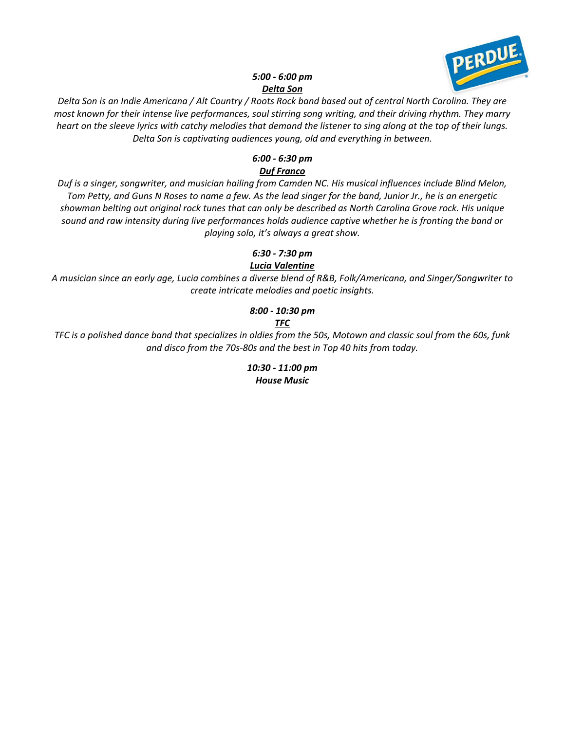***5:00 - 6:00 pm***

***Delta Son***

*Delta Son is an Indie Americana / Alt Country / Roots Rock band based out of central North Carolina. They are most known for their intense live performances, soul stirring song writing, and their driving rhythm. They marry heart on the sleeve lyrics with catchy melodies that demand the listener to sing along at the top of their lungs. Delta Son is captivating audiences young, old and everything in between.*

***6:00 - 6:30 pm***

***Duf Franco***

*Duf is a singer, songwriter, and musician hailing from Camden NC. His musical influences include Blind Melon, Tom Petty, and Guns N Roses to name a few. As the lead singer for the band, Junior Jr., he is an energetic showman belting out original rock tunes that can only be described as North Carolina Grove rock. His unique sound and raw intensity during live performances holds audience captive whether he is fronting the band or playing solo, it's always a great show.*

***6:30 - 7:30 pm***

***Lucia Valentine***

*A musician since an early age, Lucia combines a diverse blend of R&B, Folk/Americana, and Singer/Songwriter to create intricate melodies and poetic insights.*

***8:00 - 10:30 pm***

***TFC***

*TFC is a polished dance band that specializes in oldies from the 50s, Motown and classic soul from the 60s, funk and disco from the 70s-80s and the best in Top 40 hits from today.*

***10:30 - 11:00 pm***

***House Music***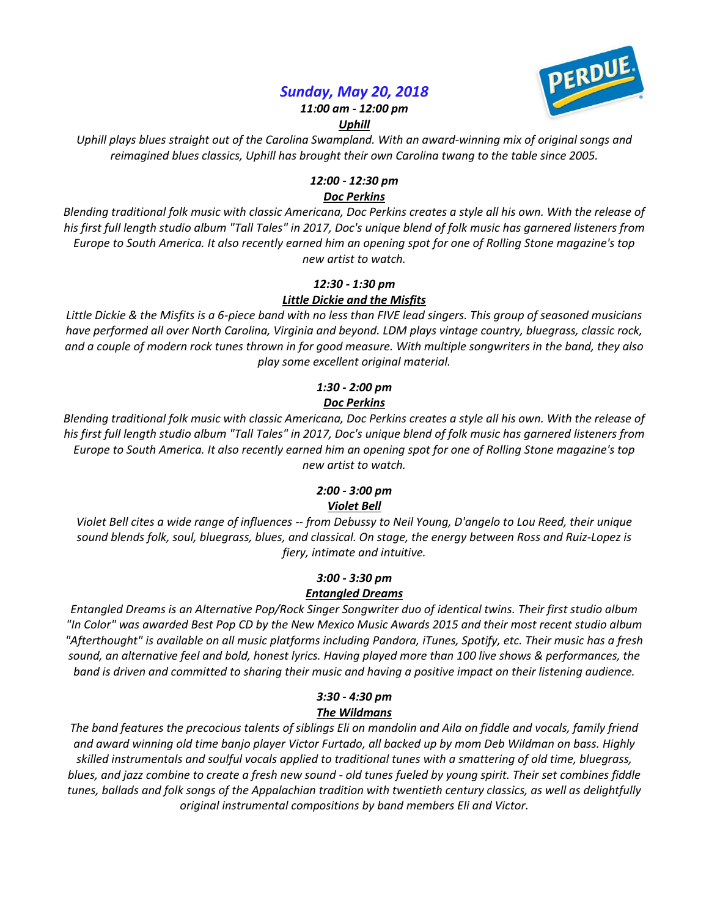## *Sunday, May 20, 2018*

***11:00 am - 12:00 pm***

***Uphill***

*Uphill plays blues straight out of the Carolina Swampland. With an award-winning mix of original songs and reimagined blues classics, Uphill has brought their own Carolina twang to the table since 2005.*

***12:00 - 12:30 pm***

***Doc Perkins***

*Blending traditional folk music with classic Americana, Doc Perkins creates a style all his own. With the release of his first full length studio album "Tall Tales" in 2017, Doc's unique blend of folk music has garnered listeners from Europe to South America. It also recently earned him an opening spot for one of Rolling Stone magazine's top new artist to watch.*

***12:30 - 1:30 pm***

***Little Dickie and the Misfits***

*Little Dickie & the Misfits is a 6-piece band with no less than FIVE lead singers. This group of seasoned musicians have performed all over North Carolina, Virginia and beyond. LDM plays vintage country, bluegrass, classic rock, and a couple of modern rock tunes thrown in for good measure. With multiple songwriters in the band, they also play some excellent original material.*

***1:30 - 2:00 pm***

***Doc Perkins***

*Blending traditional folk music with classic Americana, Doc Perkins creates a style all his own. With the release of his first full length studio album "Tall Tales" in 2017, Doc's unique blend of folk music has garnered listeners from Europe to South America. It also recently earned him an opening spot for one of Rolling Stone magazine's top new artist to watch.*

***2:00 - 3:00 pm***

***Violet Bell***

*Violet Bell cites a wide range of influences -- from Debussy to Neil Young, D'angelo to Lou Reed, their unique sound blends folk, soul, bluegrass, blues, and classical. On stage, the energy between Ross and Ruiz-Lopez is fiery, intimate and intuitive.*

***3:00 - 3:30 pm***

***Entangled Dreams***

*Entangled Dreams is an Alternative Pop/Rock Singer Songwriter duo of identical twins. Their first studio album "In Color" was awarded Best Pop CD by the New Mexico Music Awards 2015 and their most recent studio album "Afterthought" is available on all music platforms including Pandora, iTunes, Spotify, etc. Their music has a fresh sound, an alternative feel and bold, honest lyrics. Having played more than 100 live shows & performances, the band is driven and committed to sharing their music and having a positive impact on their listening audience.*

***3:30 - 4:30 pm***

***The Wildmans***

*The band features the precocious talents of siblings Eli on mandolin and Aila on fiddle and vocals, family friend and award winning old time banjo player Victor Furtado, all backed up by mom Deb Wildman on bass. Highly skilled instrumentals and soulful vocals applied to traditional tunes with a smattering of old time, bluegrass, blues, and jazz combine to create a fresh new sound - old tunes fueled by young spirit. Their set combines fiddle tunes, ballads and folk songs of the Appalachian tradition with twentieth century classics, as well as delightfully original instrumental compositions by band members Eli and Victor.*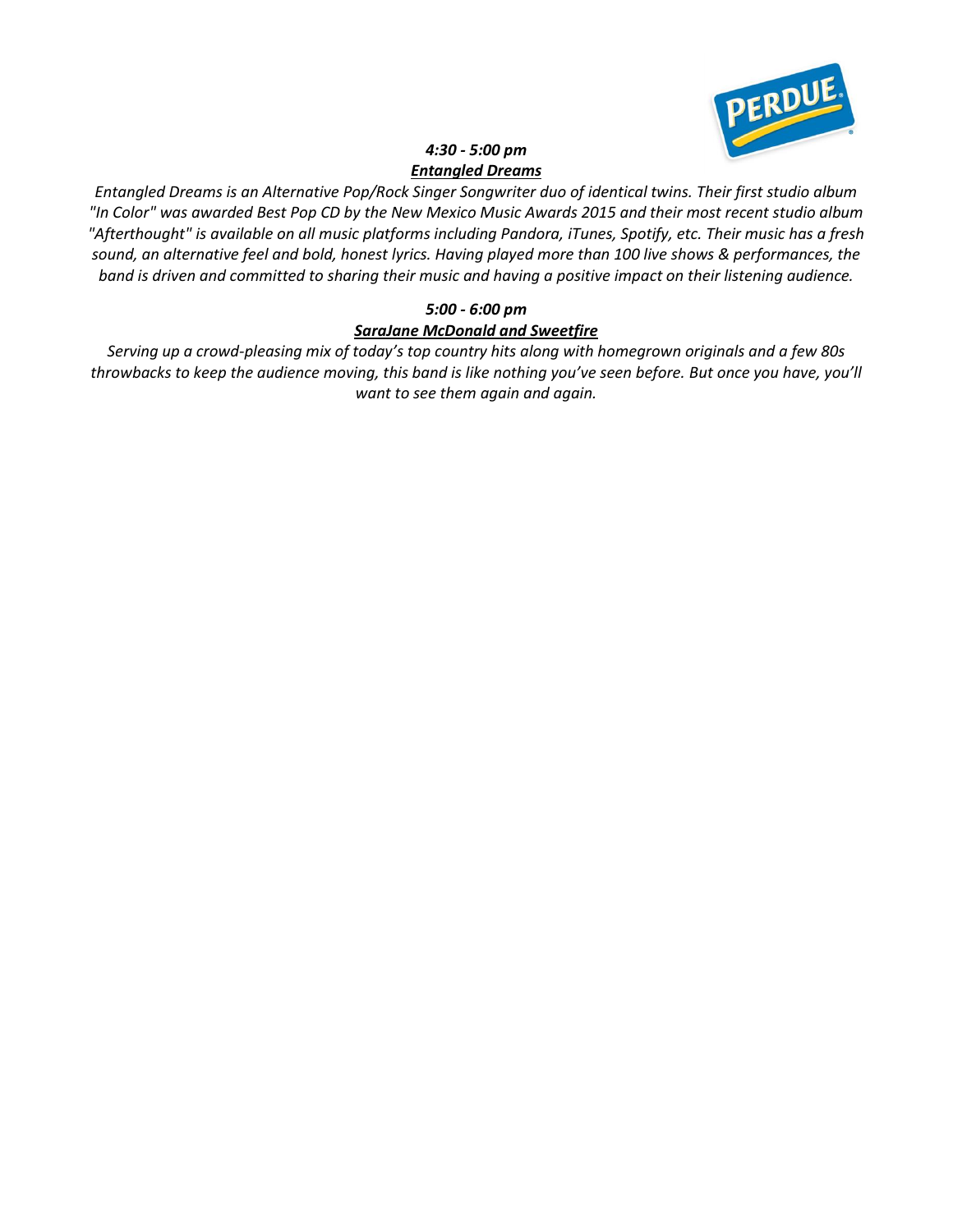***4:30 - 5:00 pm***

***Entangled Dreams***

*Entangled Dreams is an Alternative Pop/Rock Singer Songwriter duo of identical twins. Their first studio album "In Color" was awarded Best Pop CD by the New Mexico Music Awards 2015 and their most recent studio album "Afterthought" is available on all music platforms including Pandora, iTunes, Spotify, etc. Their music has a fresh sound, an alternative feel and bold, honest lyrics. Having played more than 100 live shows & performances, the band is driven and committed to sharing their music and having a positive impact on their listening audience.*

***5:00 - 6:00 pm***

***SaraJane McDonald and Sweetfire***

*Serving up a crowd-pleasing mix of today's top country hits along with homegrown originals and a few 80s throwbacks to keep the audience moving, this band is like nothing you've seen before. But once you have, you'll want to see them again and again.*